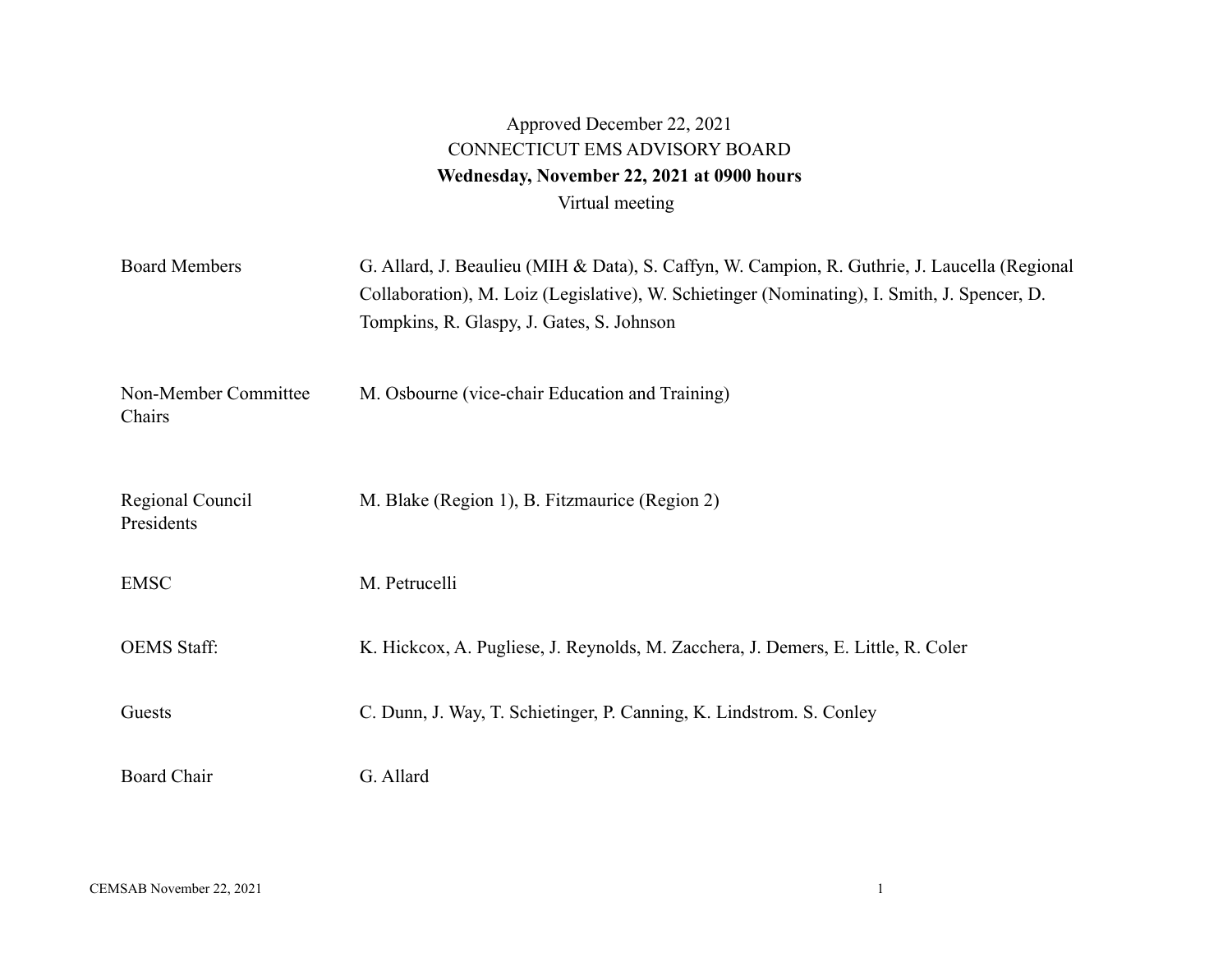Approved December 22, 2021

CONNECTICUT EMS ADVISORY BOARD

**Wednesday, November 22, 2021 at 0900 hours**

Virtual meeting

| | |
|---|---|
| Board Members | G. Allard, J. Beaulieu (MIH & Data), S. Caffyn, W. Campion, R. Guthrie, J. Laucella (Regional Collaboration), M. Loiz (Legislative), W. Schietinger (Nominating), I. Smith, J. Spencer, D. Tompkins, R. Glaspy, J. Gates, S. Johnson |
| Non-Member Committee Chairs | M. Osbourne (vice-chair Education and Training) |
| Regional Council Presidents | M. Blake (Region 1), B. Fitzmaurice (Region 2) |
| EMSC | M. Petrucelli |
| OEMS Staff: | K. Hickcox, A. Pugliese, J. Reynolds, M. Zacchera, J. Demers, E. Little, R. Coler |
| Guests | C. Dunn, J. Way, T. Schietinger, P. Canning, K. Lindstrom. S. Conley |
| Board Chair | G. Allard |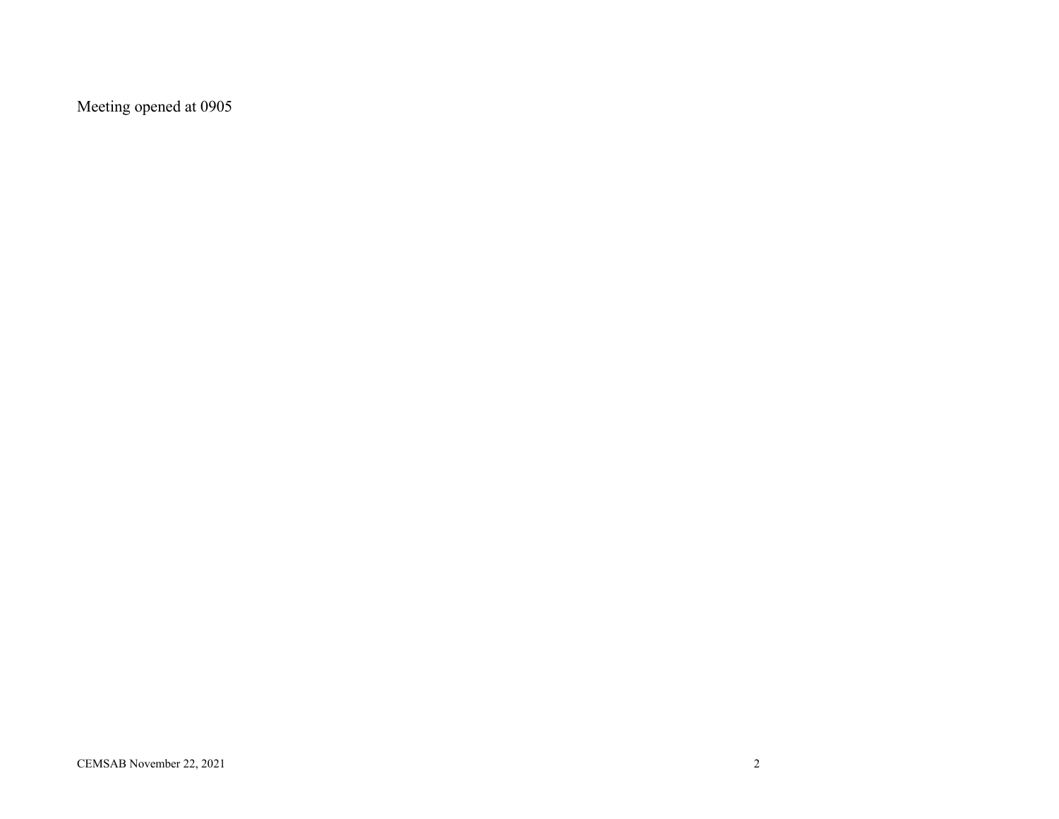Meeting opened at 0905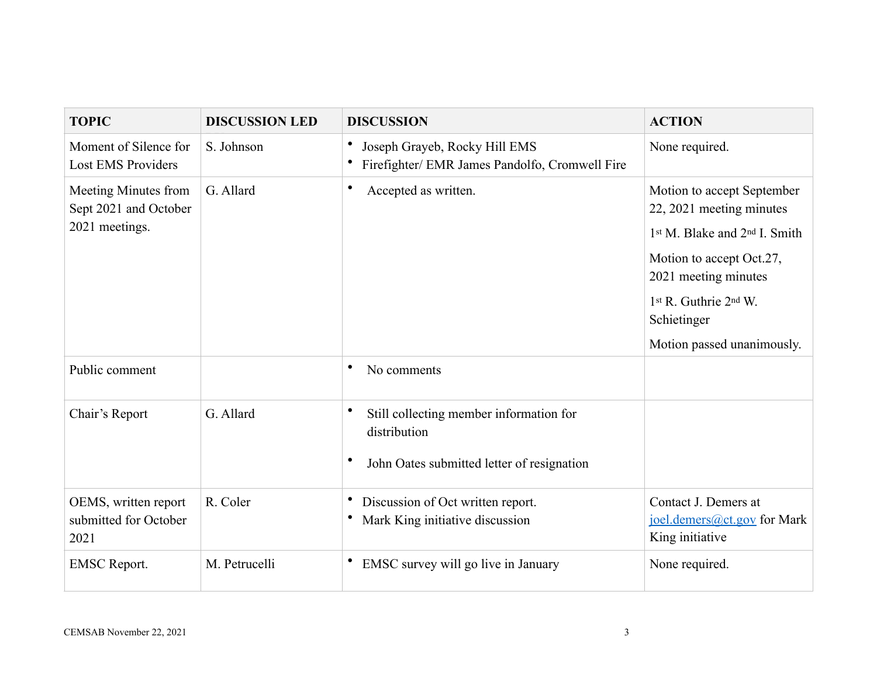| TOPIC | DISCUSSION LED | DISCUSSION | ACTION |
|---|---|---|---|
| Moment of Silence for Lost EMS Providers | S. Johnson | • Joseph Grayeb, Rocky Hill EMS<br>• Firefighter/ EMR James Pandolfo, Cromwell Fire | None required. |
| Meeting Minutes from Sept 2021 and October 2021 meetings. | G. Allard | • Accepted as written. | Motion to accept September 22, 2021 meeting minutes<br>1st M. Blake and 2nd I. Smith<br>Motion to accept Oct.27, 2021 meeting minutes<br>1st R. Guthrie 2nd W. Schietinger<br>Motion passed unanimously. |
| Public comment | | • No comments | |
| Chair's Report | G. Allard | • Still collecting member information for distribution<br>• John Oates submitted letter of resignation | |
| OEMS, written report submitted for October 2021 | R. Coler | • Discussion of Oct written report.<br>• Mark King initiative discussion | Contact J. Demers at joel.demers@ct.gov for Mark King initiative |
| EMSC Report. | M. Petrucelli | • EMSC survey will go live in January | None required. |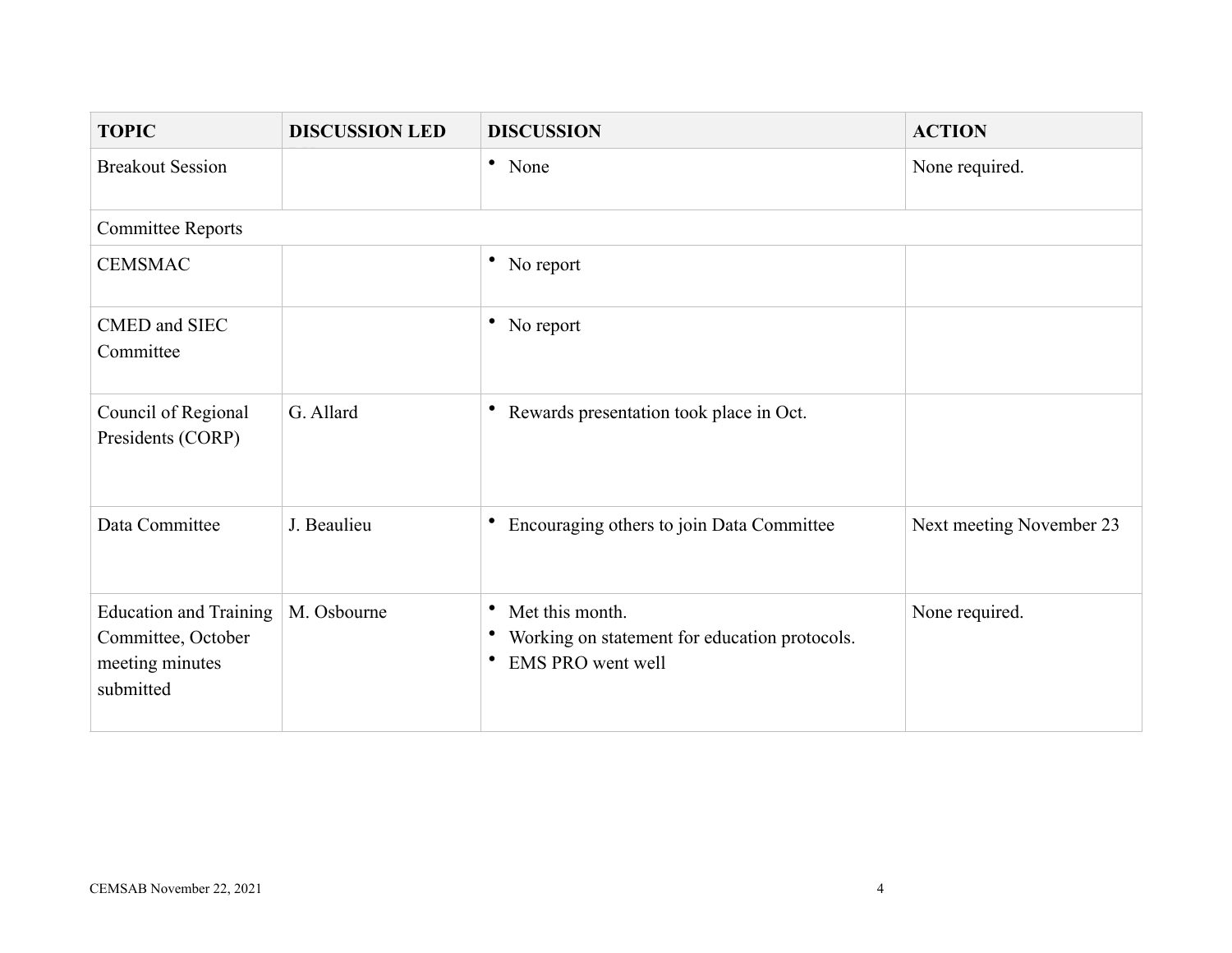| TOPIC | DISCUSSION LED | DISCUSSION | ACTION |
|---|---|---|---|
| Breakout Session | | • None | None required. |
| Committee Reports | | | |
| CEMSMAC | | • No report | |
| CMED and SIEC Committee | | • No report | |
| Council of Regional Presidents (CORP) | G. Allard | • Rewards presentation took place in Oct. | |
| Data Committee | J. Beaulieu | • Encouraging others to join Data Committee | Next meeting November 23 |
| Education and Training Committee, October meeting minutes submitted | M. Osbourne | • Met this month.<br>• Working on statement for education protocols.<br>• EMS PRO went well | None required. |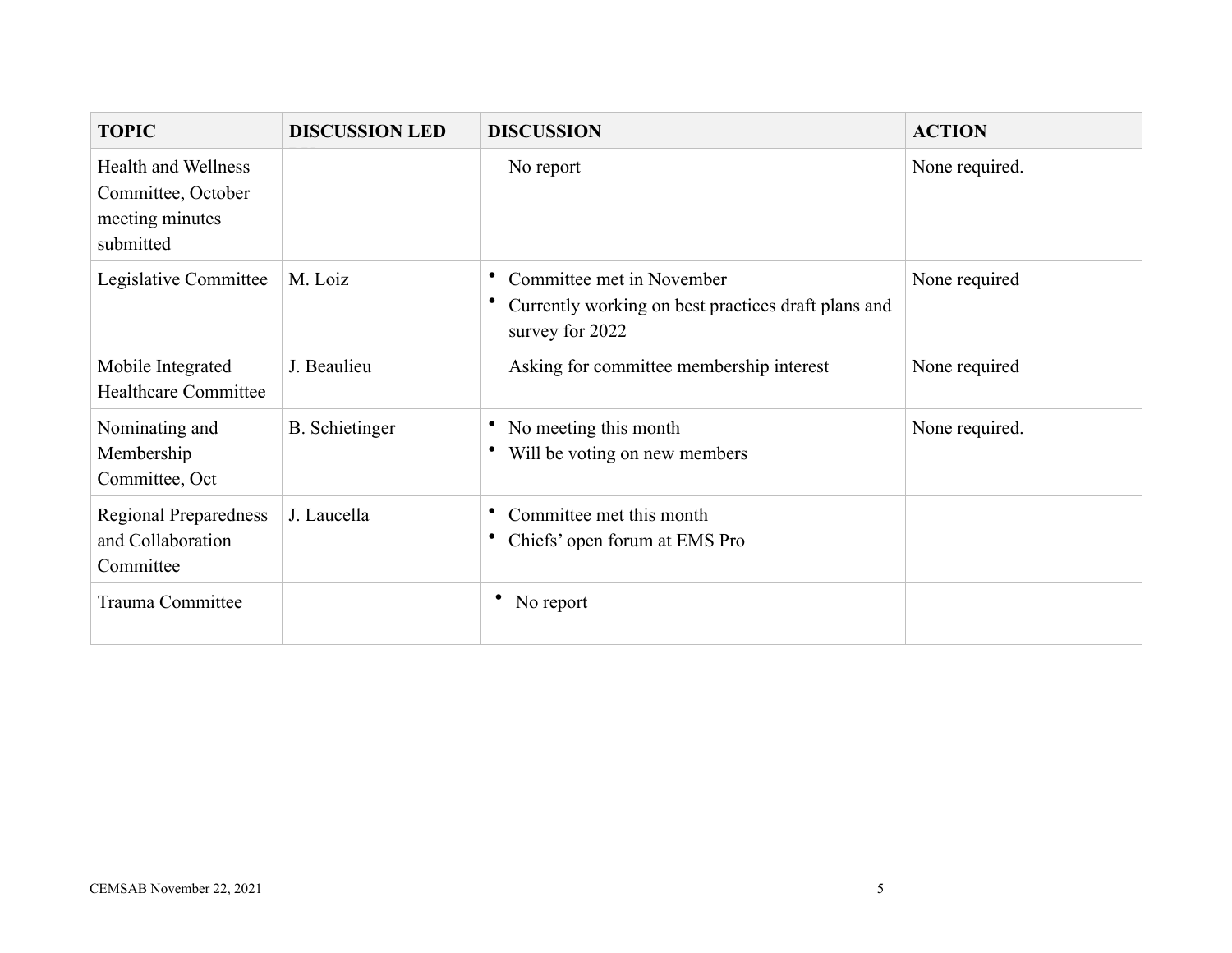| TOPIC | DISCUSSION LED | DISCUSSION | ACTION |
|---|---|---|---|
| Health and Wellness Committee, October meeting minutes submitted | | No report | None required. |
| Legislative Committee | M. Loiz | • Committee met in November<br>• Currently working on best practices draft plans and survey for 2022 | None required |
| Mobile Integrated Healthcare Committee | J. Beaulieu | Asking for committee membership interest | None required |
| Nominating and Membership Committee, Oct | B. Schietinger | • No meeting this month<br>• Will be voting on new members | None required. |
| Regional Preparedness and Collaboration Committee | J. Laucella | • Committee met this month<br>• Chiefs' open forum at EMS Pro | |
| Trauma Committee | | • No report | |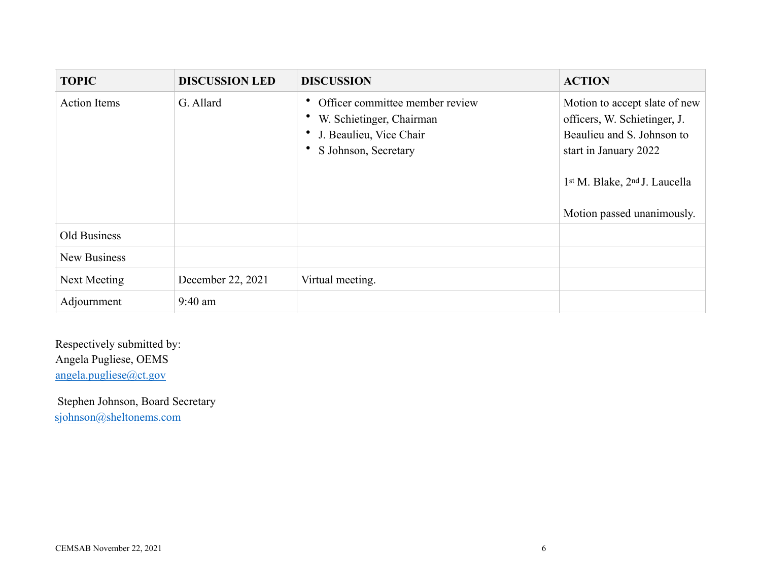| TOPIC | DISCUSSION LED | DISCUSSION | ACTION |
|---|---|---|---|
| Action Items | G. Allard | • Officer committee member review<br>• W. Schietinger, Chairman<br>• J. Beaulieu, Vice Chair<br>• S Johnson, Secretary | Motion to accept slate of new officers, W. Schietinger, J. Beaulieu and S. Johnson to start in January 2022<br><br>1st M. Blake, 2nd J. Laucella<br><br>Motion passed unanimously. |
| Old Business | | | |
| New Business | | | |
| Next Meeting | December 22, 2021 | Virtual meeting. | |
| Adjournment | 9:40 am | | |

Respectively submitted by:
Angela Pugliese, OEMS
angela.pugliese@ct.gov

Stephen Johnson, Board Secretary
sjohnson@sheltonems.com